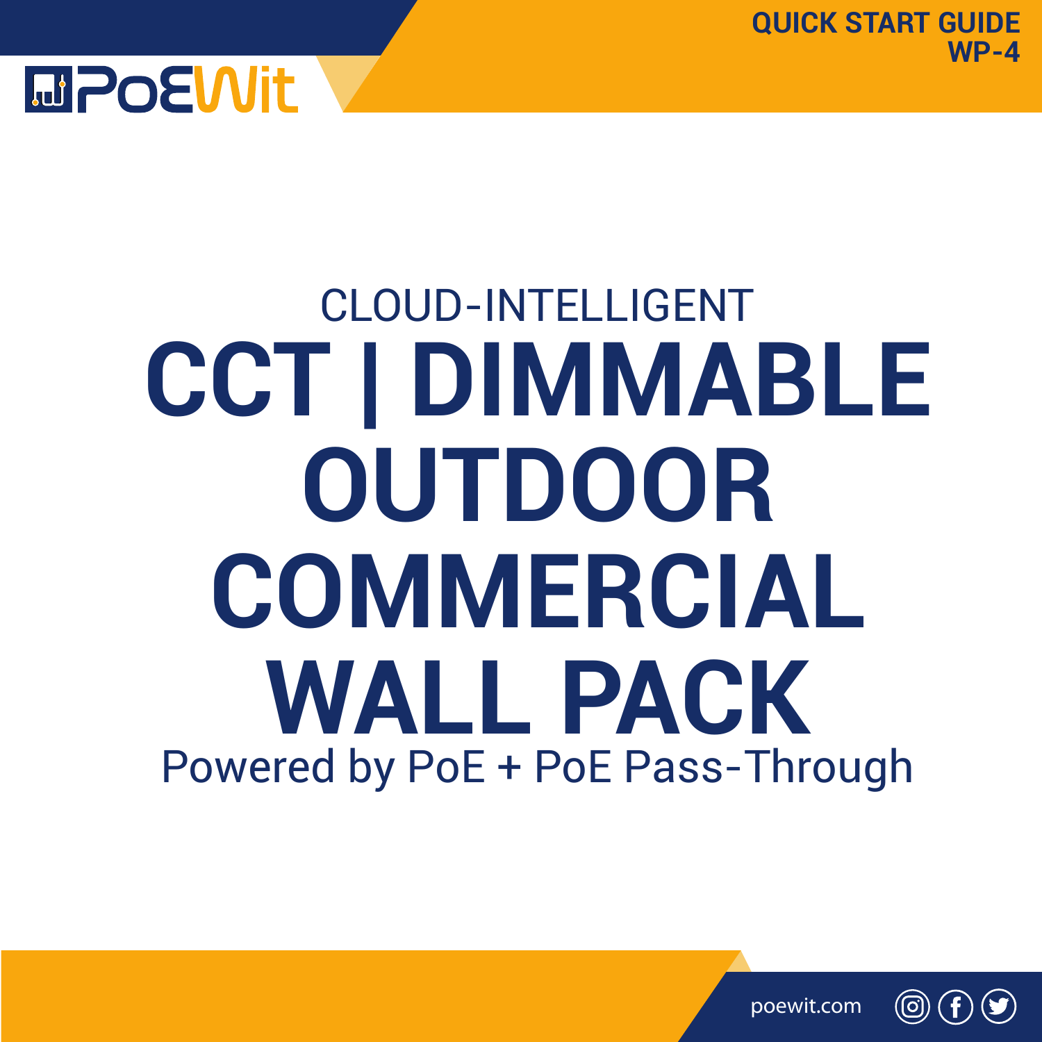**QUICK START GUIDE**
**WP-4**

PoEWit

CLOUD-INTELLIGENT

# CCT | DIMMABLE OUTDOOR COMMERCIAL WALL PACK

Powered by PoE + PoE Pass-Through

poewit.com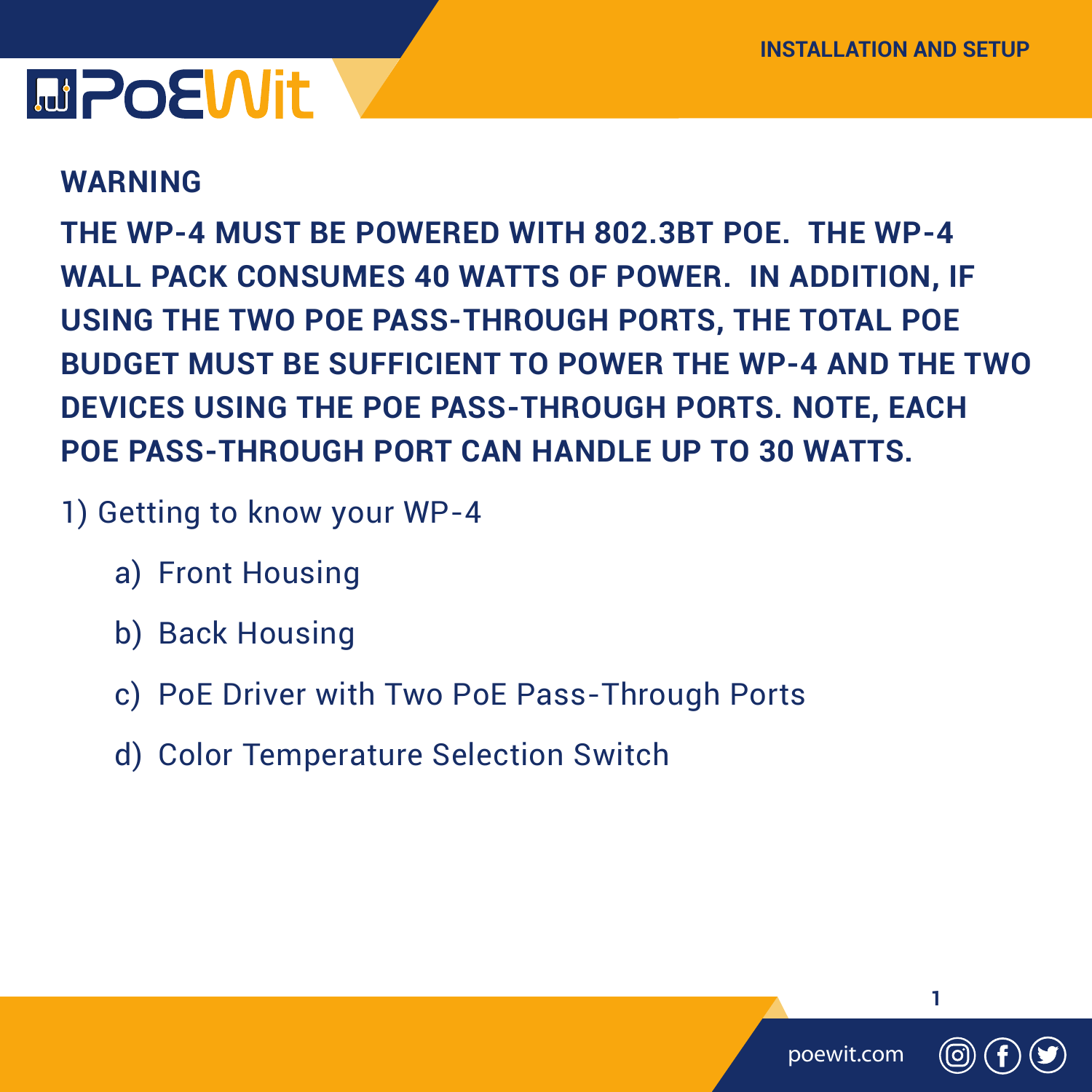**WARNING**

**THE WP-4 MUST BE POWERED WITH 802.3BT POE. THE WP-4 WALL PACK CONSUMES 40 WATTS OF POWER. IN ADDITION, IF USING THE TWO POE PASS-THROUGH PORTS, THE TOTAL POE BUDGET MUST BE SUFFICIENT TO POWER THE WP-4 AND THE TWO DEVICES USING THE POE PASS-THROUGH PORTS. NOTE, EACH POE PASS-THROUGH PORT CAN HANDLE UP TO 30 WATTS.**

1) Getting to know your WP-4

   a) Front Housing

   b) Back Housing

   c) PoE Driver with Two PoE Pass-Through Ports

   d) Color Temperature Selection Switch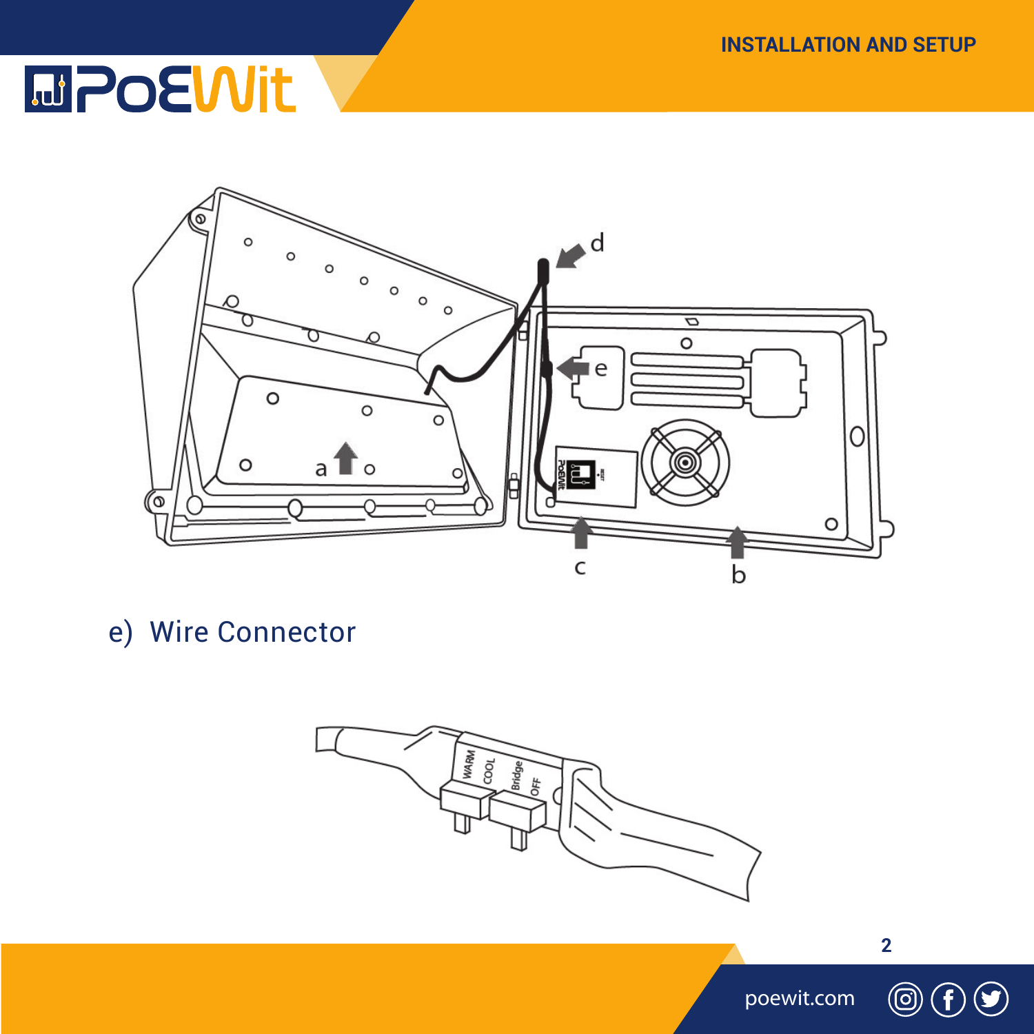e) Wire Connector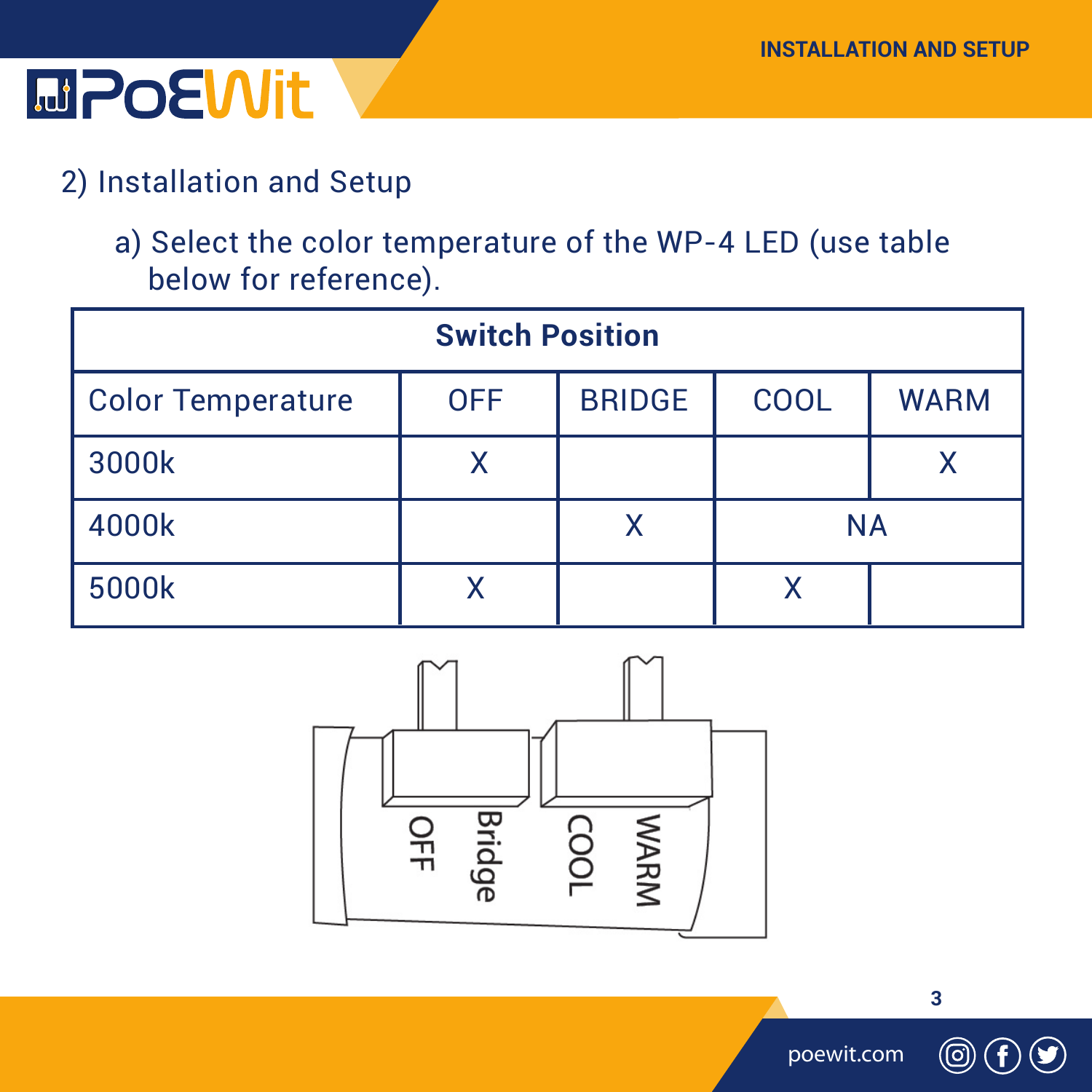## 2) Installation and Setup

a) Select the color temperature of the WP-4 LED (use table below for reference).

| Switch Position | | | | |
|---|---|---|---|---|
| Color Temperature | OFF | BRIDGE | COOL | WARM |
| 3000k | X | | | X |
| 4000k | | X | NA | |
| 5000k | X | | X | |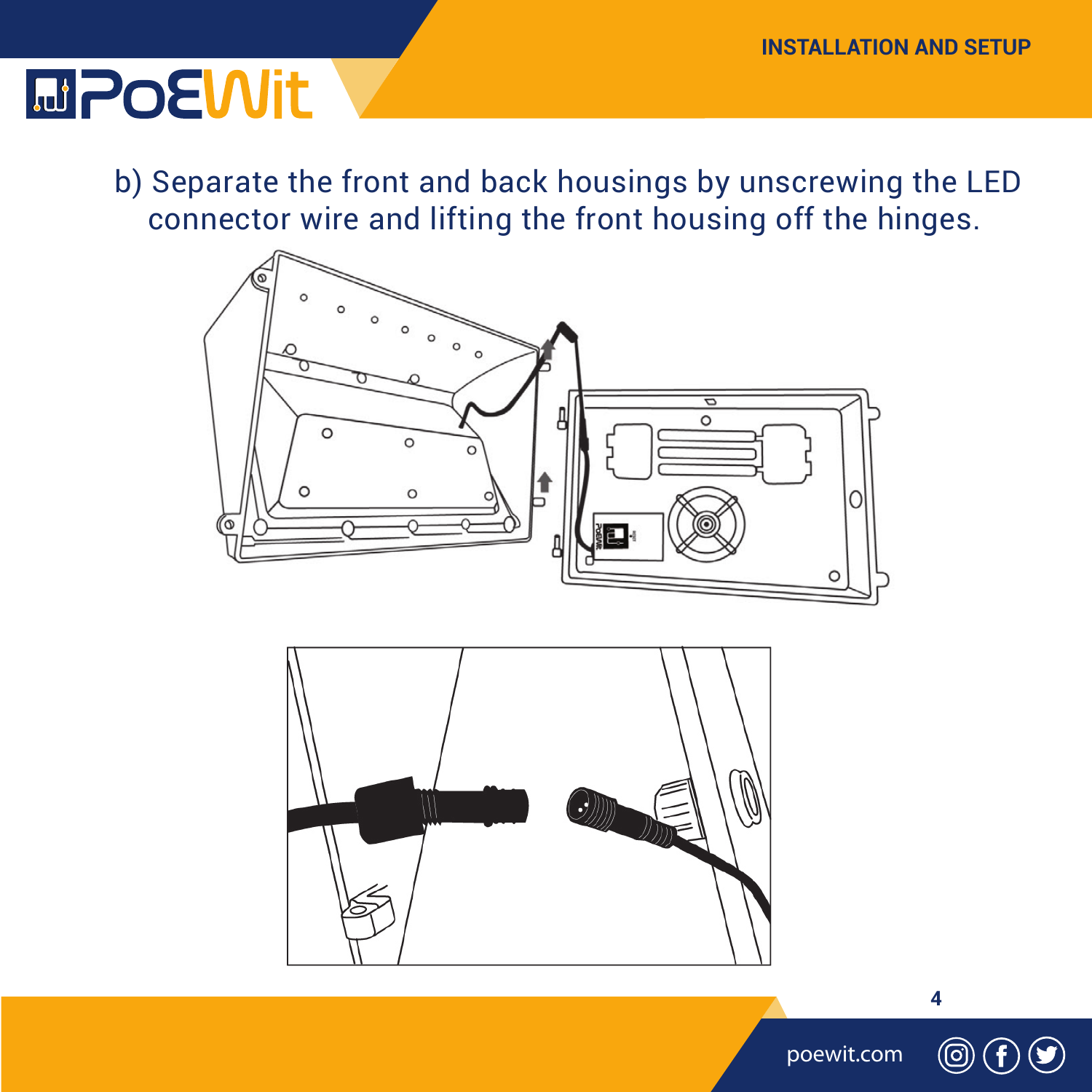b) Separate the front and back housings by unscrewing the LED connector wire and lifting the front housing off the hinges.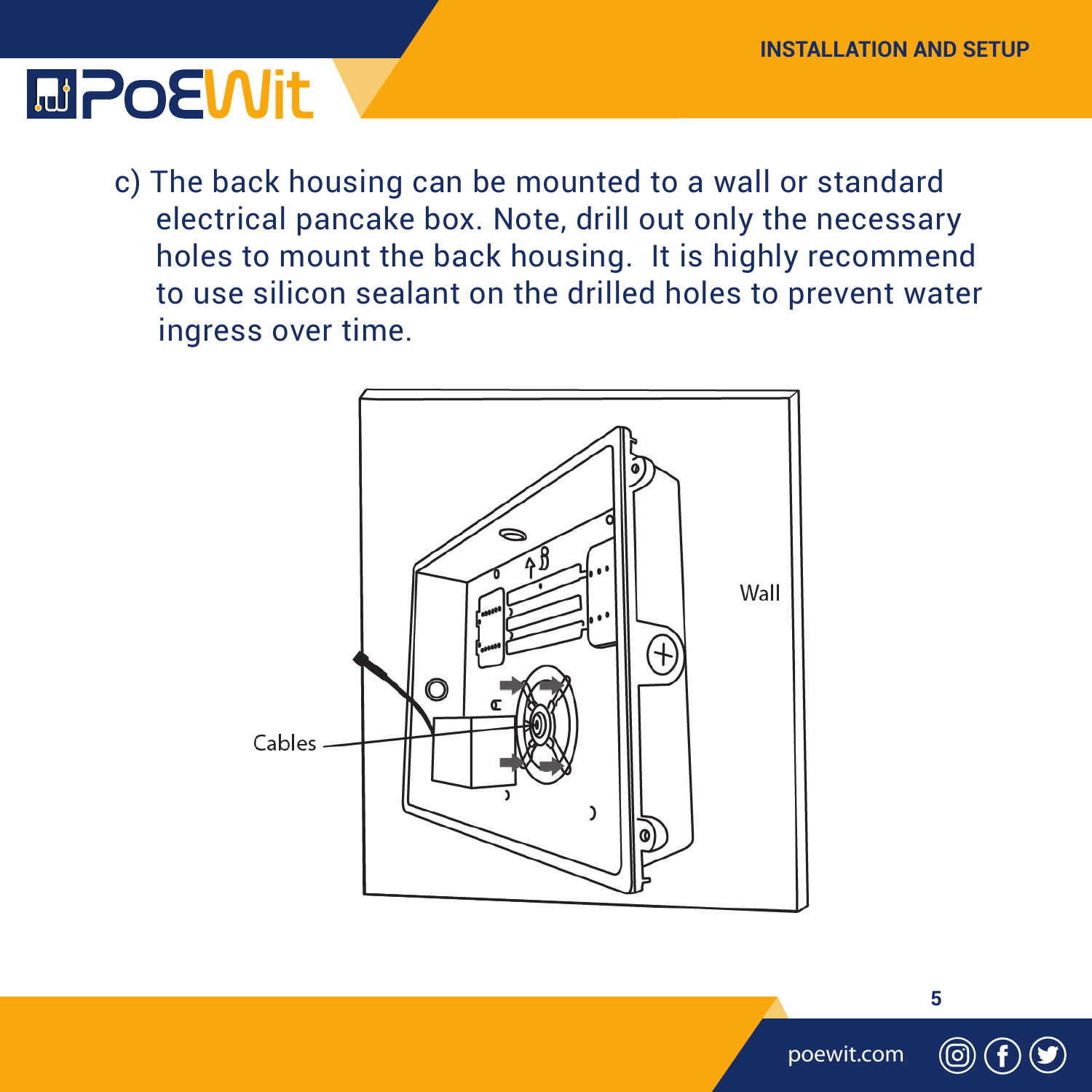c) The back housing can be mounted to a wall or standard electrical pancake box. Note, drill out only the necessary holes to mount the back housing. It is highly recommend to use silicon sealant on the drilled holes to prevent water ingress over time.

Wall

Cables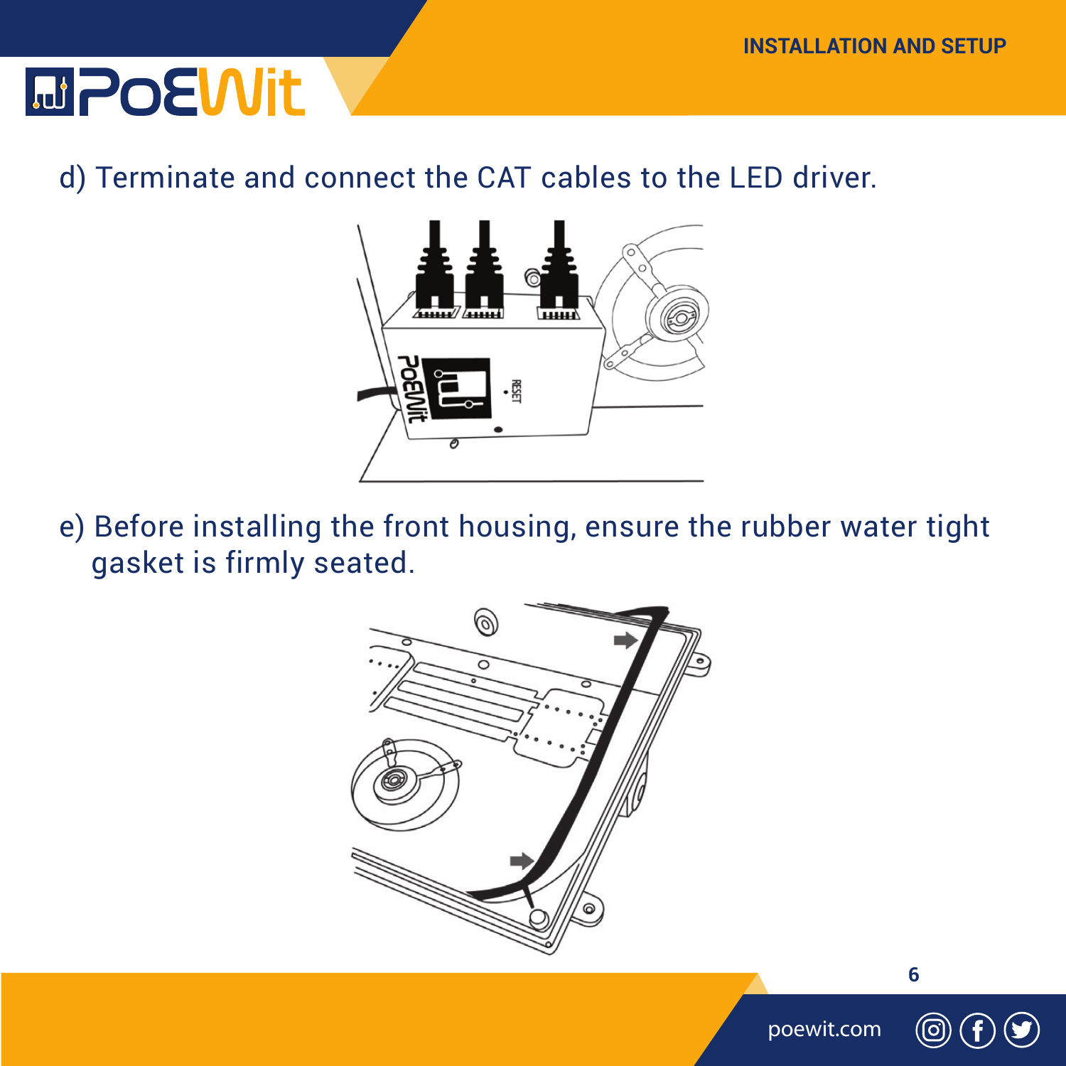d) Terminate and connect the CAT cables to the LED driver.

e) Before installing the front housing, ensure the rubber water tight gasket is firmly seated.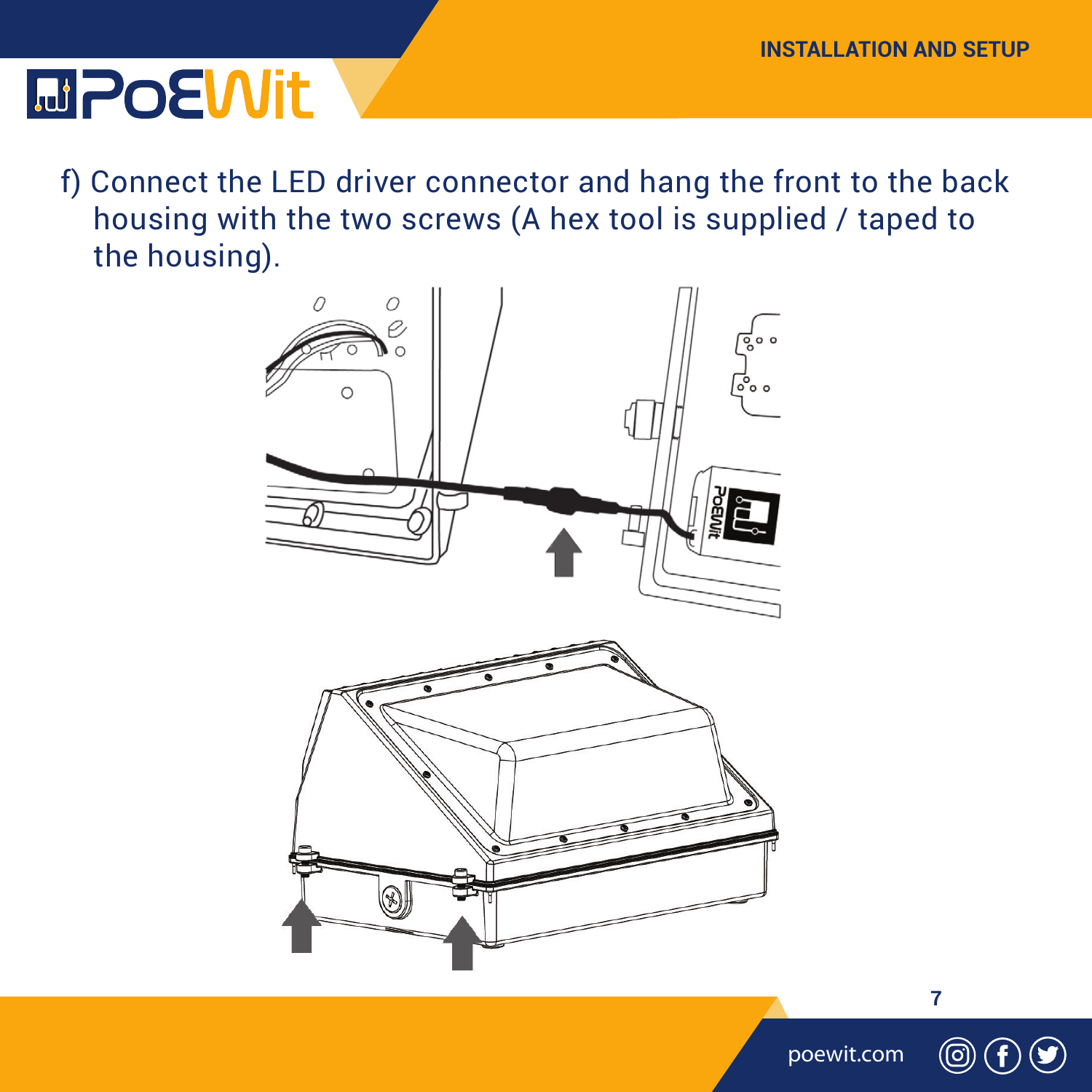f) Connect the LED driver connector and hang the front to the back housing with the two screws (A hex tool is supplied / taped to the housing).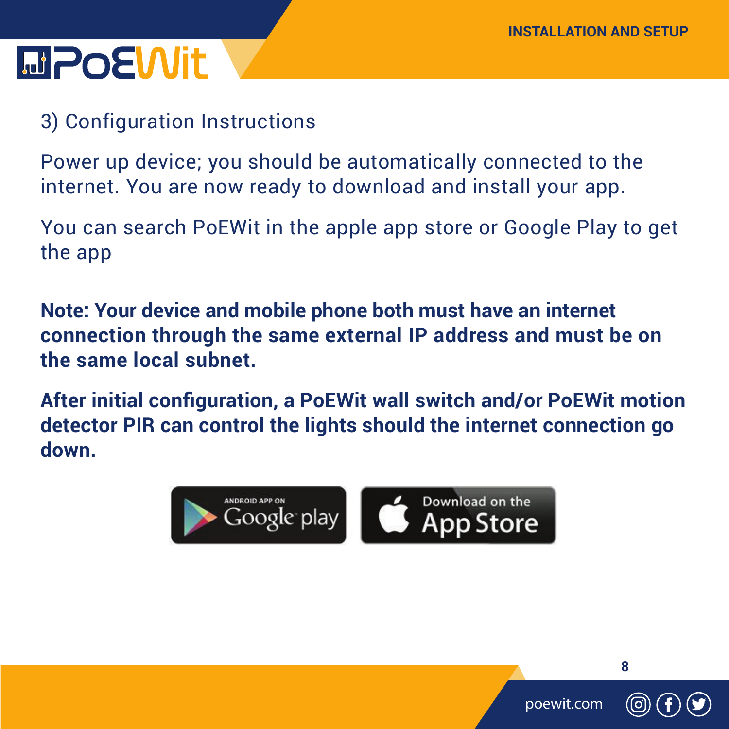3) Configuration Instructions

Power up device; you should be automatically connected to the internet. You are now ready to download and install your app.

You can search PoEWit in the apple app store or Google Play to get the app

**Note: Your device and mobile phone both must have an internet connection through the same external IP address and must be on the same local subnet.**

**After initial configuration, a PoEWit wall switch and/or PoEWit motion detector PIR can control the lights should the internet connection go down.**

ANDROID APP ON Google play

Download on the App Store